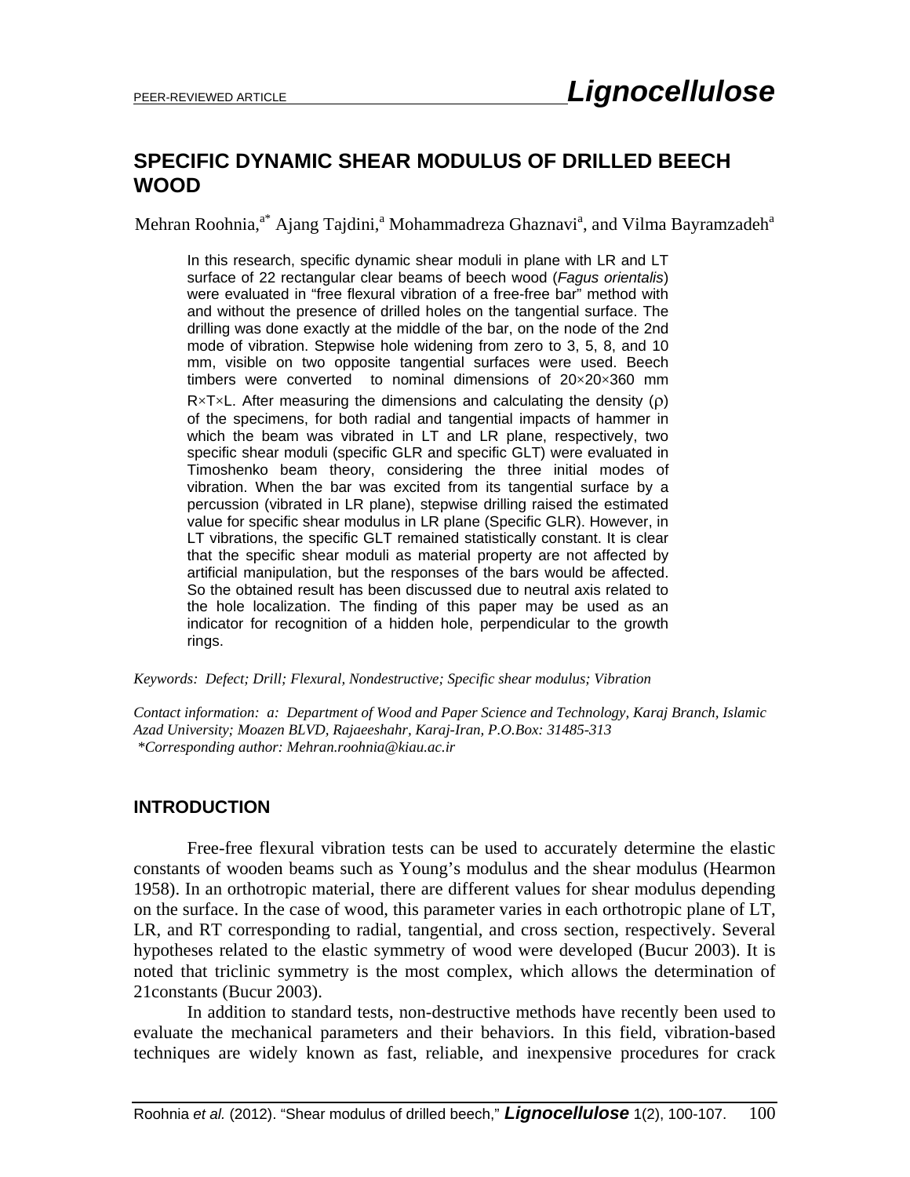# SPECIFIC DYNAMIC SHEAR MODULUS OF DRILLED BEECH WOOD

Mehran Roohnia,[a*] Ajang Tajdini,[a] Mohammadreza Ghaznavi[a], and Vilma Bayramzadeh[a]

In this research, specific dynamic shear moduli in plane with LR and LT surface of 22 rectangular clear beams of beech wood (*Fagus orientalis*) were evaluated in "free flexural vibration of a free-free bar" method with and without the presence of drilled holes on the tangential surface. The drilling was done exactly at the middle of the bar, on the node of the 2nd mode of vibration. Stepwise hole widening from zero to 3, 5, 8, and 10 mm, visible on two opposite tangential surfaces were used. Beech timbers were converted to nominal dimensions of 20×20×360 mm R×T×L. After measuring the dimensions and calculating the density ($\rho$) of the specimens, for both radial and tangential impacts of hammer in which the beam was vibrated in LT and LR plane, respectively, two specific shear moduli (specific GLR and specific GLT) were evaluated in Timoshenko beam theory, considering the three initial modes of vibration. When the bar was excited from its tangential surface by a percussion (vibrated in LR plane), stepwise drilling raised the estimated value for specific shear modulus in LR plane (Specific GLR). However, in LT vibrations, the specific GLT remained statistically constant. It is clear that the specific shear moduli as material property are not affected by artificial manipulation, but the responses of the bars would be affected. So the obtained result has been discussed due to neutral axis related to the hole localization. The finding of this paper may be used as an indicator for recognition of a hidden hole, perpendicular to the growth rings.

*Keywords: Defect; Drill; Flexural, Nondestructive; Specific shear modulus; Vibration*

*Contact information: a: Department of Wood and Paper Science and Technology, Karaj Branch, Islamic Azad University; Moazen BLVD, Rajaeeshahr, Karaj-Iran, P.O.Box: 31485-313*
*\*Corresponding author: Mehran.roohnia@kiau.ac.ir*

## INTRODUCTION

Free-free flexural vibration tests can be used to accurately determine the elastic constants of wooden beams such as Young's modulus and the shear modulus (Hearmon 1958). In an orthotropic material, there are different values for shear modulus depending on the surface. In the case of wood, this parameter varies in each orthotropic plane of LT, LR, and RT corresponding to radial, tangential, and cross section, respectively. Several hypotheses related to the elastic symmetry of wood were developed (Bucur 2003). It is noted that triclinic symmetry is the most complex, which allows the determination of 21constants (Bucur 2003).

In addition to standard tests, non-destructive methods have recently been used to evaluate the mechanical parameters and their behaviors. In this field, vibration-based techniques are widely known as fast, reliable, and inexpensive procedures for crack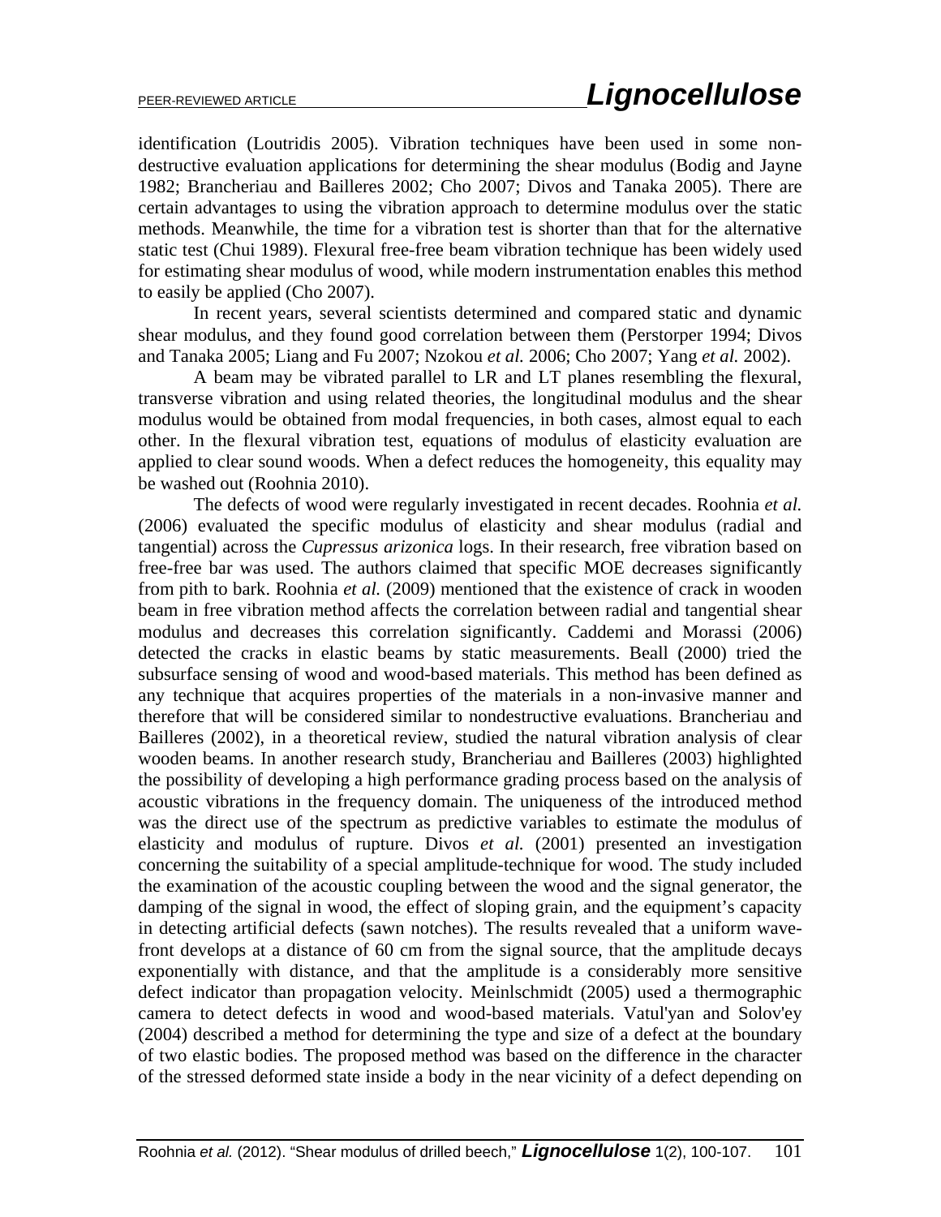identification (Loutridis 2005). Vibration techniques have been used in some non-destructive evaluation applications for determining the shear modulus (Bodig and Jayne 1982; Brancheriau and Bailleres 2002; Cho 2007; Divos and Tanaka 2005). There are certain advantages to using the vibration approach to determine modulus over the static methods. Meanwhile, the time for a vibration test is shorter than that for the alternative static test (Chui 1989). Flexural free-free beam vibration technique has been widely used for estimating shear modulus of wood, while modern instrumentation enables this method to easily be applied (Cho 2007).

In recent years, several scientists determined and compared static and dynamic shear modulus, and they found good correlation between them (Perstorper 1994; Divos and Tanaka 2005; Liang and Fu 2007; Nzokou *et al.* 2006; Cho 2007; Yang *et al.* 2002).

A beam may be vibrated parallel to LR and LT planes resembling the flexural, transverse vibration and using related theories, the longitudinal modulus and the shear modulus would be obtained from modal frequencies, in both cases, almost equal to each other. In the flexural vibration test, equations of modulus of elasticity evaluation are applied to clear sound woods. When a defect reduces the homogeneity, this equality may be washed out (Roohnia 2010).

The defects of wood were regularly investigated in recent decades. Roohnia *et al.* (2006) evaluated the specific modulus of elasticity and shear modulus (radial and tangential) across the *Cupressus arizonica* logs. In their research, free vibration based on free-free bar was used. The authors claimed that specific MOE decreases significantly from pith to bark. Roohnia *et al.* (2009) mentioned that the existence of crack in wooden beam in free vibration method affects the correlation between radial and tangential shear modulus and decreases this correlation significantly. Caddemi and Morassi (2006) detected the cracks in elastic beams by static measurements. Beall (2000) tried the subsurface sensing of wood and wood-based materials. This method has been defined as any technique that acquires properties of the materials in a non-invasive manner and therefore that will be considered similar to nondestructive evaluations. Brancheriau and Bailleres (2002), in a theoretical review, studied the natural vibration analysis of clear wooden beams. In another research study, Brancheriau and Bailleres (2003) highlighted the possibility of developing a high performance grading process based on the analysis of acoustic vibrations in the frequency domain. The uniqueness of the introduced method was the direct use of the spectrum as predictive variables to estimate the modulus of elasticity and modulus of rupture. Divos *et al.* (2001) presented an investigation concerning the suitability of a special amplitude-technique for wood. The study included the examination of the acoustic coupling between the wood and the signal generator, the damping of the signal in wood, the effect of sloping grain, and the equipment's capacity in detecting artificial defects (sawn notches). The results revealed that a uniform wave-front develops at a distance of 60 cm from the signal source, that the amplitude decays exponentially with distance, and that the amplitude is a considerably more sensitive defect indicator than propagation velocity. Meinlschmidt (2005) used a thermographic camera to detect defects in wood and wood-based materials. Vatul'yan and Solov'ey (2004) described a method for determining the type and size of a defect at the boundary of two elastic bodies. The proposed method was based on the difference in the character of the stressed deformed state inside a body in the near vicinity of a defect depending on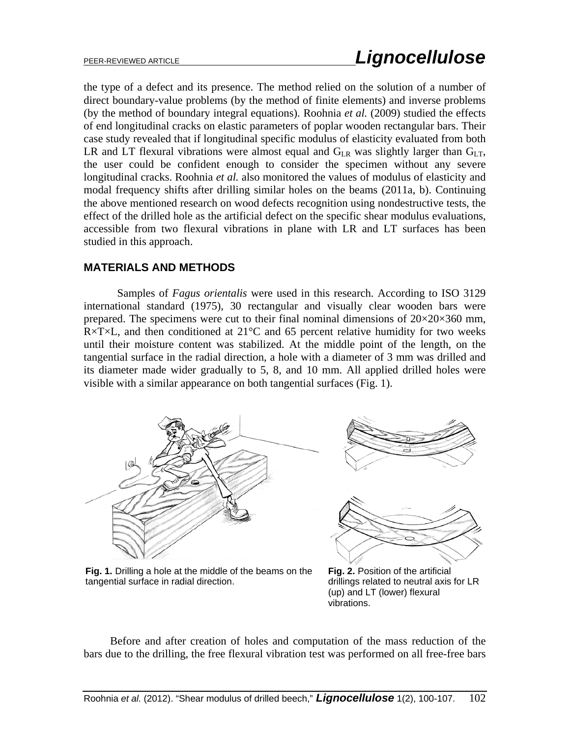the type of a defect and its presence. The method relied on the solution of a number of direct boundary-value problems (by the method of finite elements) and inverse problems (by the method of boundary integral equations). Roohnia *et al.* (2009) studied the effects of end longitudinal cracks on elastic parameters of poplar wooden rectangular bars. Their case study revealed that if longitudinal specific modulus of elasticity evaluated from both LR and LT flexural vibrations were almost equal and $G_{LR}$ was slightly larger than $G_{LT}$, the user could be confident enough to consider the specimen without any severe longitudinal cracks. Roohnia *et al.* also monitored the values of modulus of elasticity and modal frequency shifts after drilling similar holes on the beams (2011a, b). Continuing the above mentioned research on wood defects recognition using nondestructive tests, the effect of the drilled hole as the artificial defect on the specific shear modulus evaluations, accessible from two flexural vibrations in plane with LR and LT surfaces has been studied in this approach.

## MATERIALS AND METHODS

Samples of *Fagus orientalis* were used in this research. According to ISO 3129 international standard (1975), 30 rectangular and visually clear wooden bars were prepared. The specimens were cut to their final nominal dimensions of 20×20×360 mm, R×T×L, and then conditioned at 21°C and 65 percent relative humidity for two weeks until their moisture content was stabilized. At the middle point of the length, on the tangential surface in the radial direction, a hole with a diameter of 3 mm was drilled and its diameter made wider gradually to 5, 8, and 10 mm. All applied drilled holes were visible with a similar appearance on both tangential surfaces (Fig. 1).

**Fig. 1.** Drilling a hole at the middle of the beams on the tangential surface in radial direction.

**Fig. 2.** Position of the artificial drillings related to neutral axis for LR (up) and LT (lower) flexural vibrations.

Before and after creation of holes and computation of the mass reduction of the bars due to the drilling, the free flexural vibration test was performed on all free-free bars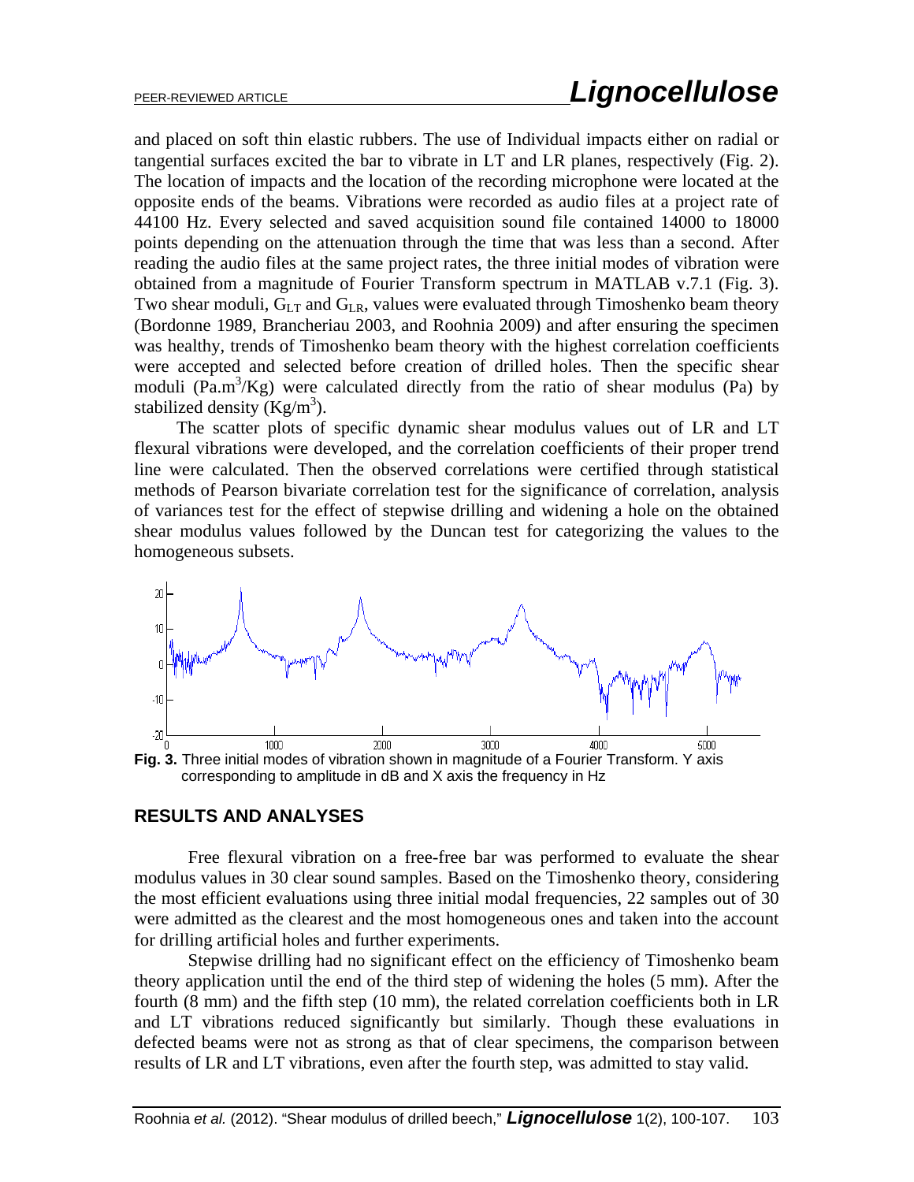and placed on soft thin elastic rubbers. The use of Individual impacts either on radial or tangential surfaces excited the bar to vibrate in LT and LR planes, respectively (Fig. 2). The location of impacts and the location of the recording microphone were located at the opposite ends of the beams. Vibrations were recorded as audio files at a project rate of 44100 Hz. Every selected and saved acquisition sound file contained 14000 to 18000 points depending on the attenuation through the time that was less than a second. After reading the audio files at the same project rates, the three initial modes of vibration were obtained from a magnitude of Fourier Transform spectrum in MATLAB v.7.1 (Fig. 3). Two shear moduli, $G_{LT}$ and $G_{LR}$, values were evaluated through Timoshenko beam theory (Bordonne 1989, Brancheriau 2003, and Roohnia 2009) and after ensuring the specimen was healthy, trends of Timoshenko beam theory with the highest correlation coefficients were accepted and selected before creation of drilled holes. Then the specific shear moduli ($Pa.m^3/Kg$) were calculated directly from the ratio of shear modulus (Pa) by stabilized density ($Kg/m^3$).

The scatter plots of specific dynamic shear modulus values out of LR and LT flexural vibrations were developed, and the correlation coefficients of their proper trend line were calculated. Then the observed correlations were certified through statistical methods of Pearson bivariate correlation test for the significance of correlation, analysis of variances test for the effect of stepwise drilling and widening a hole on the obtained shear modulus values followed by the Duncan test for categorizing the values to the homogeneous subsets.

**Fig. 3.** Three initial modes of vibration shown in magnitude of a Fourier Transform. Y axis corresponding to amplitude in dB and X axis the frequency in Hz

## RESULTS AND ANALYSES

Free flexural vibration on a free-free bar was performed to evaluate the shear modulus values in 30 clear sound samples. Based on the Timoshenko theory, considering the most efficient evaluations using three initial modal frequencies, 22 samples out of 30 were admitted as the clearest and the most homogeneous ones and taken into the account for drilling artificial holes and further experiments.

Stepwise drilling had no significant effect on the efficiency of Timoshenko beam theory application until the end of the third step of widening the holes (5 mm). After the fourth (8 mm) and the fifth step (10 mm), the related correlation coefficients both in LR and LT vibrations reduced significantly but similarly. Though these evaluations in defected beams were not as strong as that of clear specimens, the comparison between results of LR and LT vibrations, even after the fourth step, was admitted to stay valid.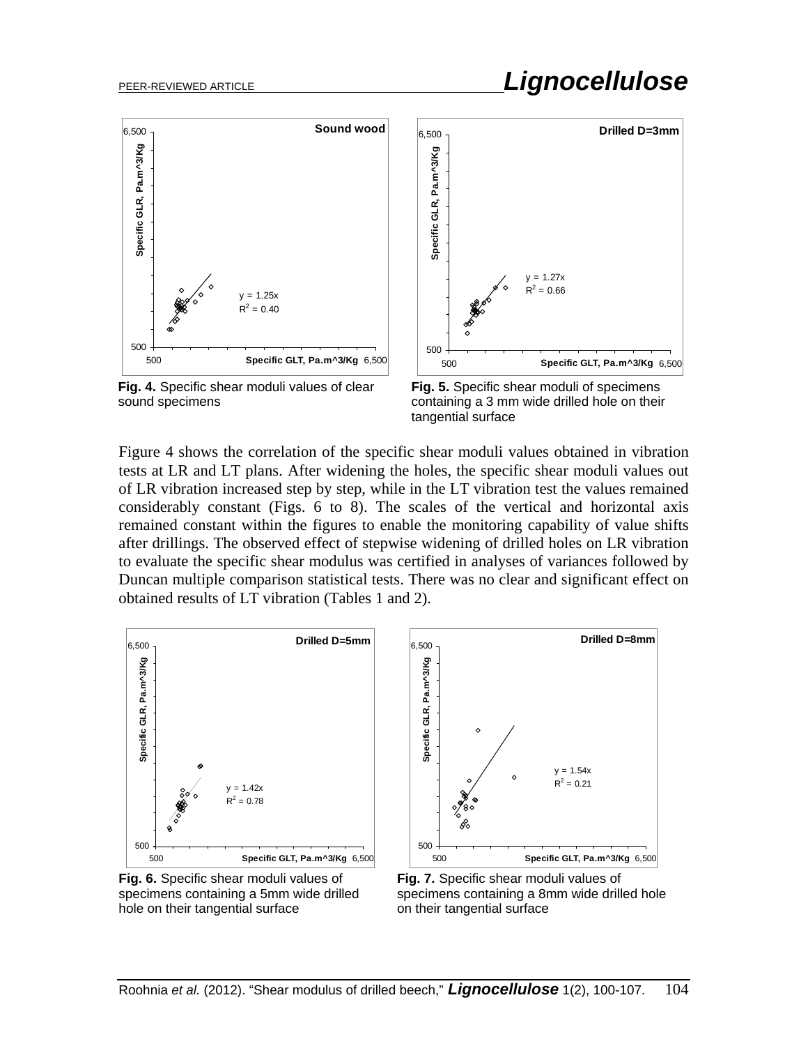Fig. 4. Specific shear moduli values of clear sound specimens

Fig. 5. Specific shear moduli of specimens containing a 3 mm wide drilled hole on their tangential surface

Figure 4 shows the correlation of the specific shear moduli values obtained in vibration tests at LR and LT plans. After widening the holes, the specific shear moduli values out of LR vibration increased step by step, while in the LT vibration test the values remained considerably constant (Figs. 6 to 8). The scales of the vertical and horizontal axis remained constant within the figures to enable the monitoring capability of value shifts after drillings. The observed effect of stepwise widening of drilled holes on LR vibration to evaluate the specific shear modulus was certified in analyses of variances followed by Duncan multiple comparison statistical tests. There was no clear and significant effect on obtained results of LT vibration (Tables 1 and 2).

Fig. 6. Specific shear moduli values of specimens containing a 5mm wide drilled hole on their tangential surface

Fig. 7. Specific shear moduli values of specimens containing a 8mm wide drilled hole on their tangential surface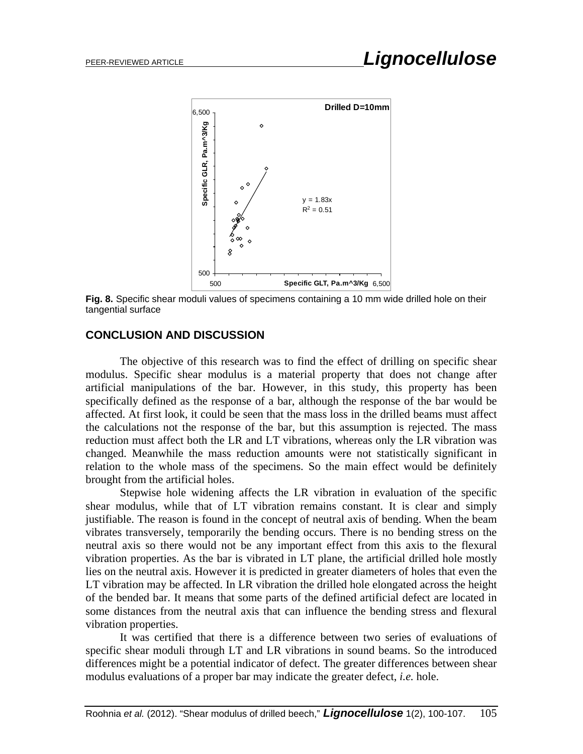**Fig. 8.** Specific shear moduli values of specimens containing a 10 mm wide drilled hole on their tangential surface

## CONCLUSION AND DISCUSSION

The objective of this research was to find the effect of drilling on specific shear modulus. Specific shear modulus is a material property that does not change after artificial manipulations of the bar. However, in this study, this property has been specifically defined as the response of a bar, although the response of the bar would be affected. At first look, it could be seen that the mass loss in the drilled beams must affect the calculations not the response of the bar, but this assumption is rejected. The mass reduction must affect both the LR and LT vibrations, whereas only the LR vibration was changed. Meanwhile the mass reduction amounts were not statistically significant in relation to the whole mass of the specimens. So the main effect would be definitely brought from the artificial holes.

Stepwise hole widening affects the LR vibration in evaluation of the specific shear modulus, while that of LT vibration remains constant. It is clear and simply justifiable. The reason is found in the concept of neutral axis of bending. When the beam vibrates transversely, temporarily the bending occurs. There is no bending stress on the neutral axis so there would not be any important effect from this axis to the flexural vibration properties. As the bar is vibrated in LT plane, the artificial drilled hole mostly lies on the neutral axis. However it is predicted in greater diameters of holes that even the LT vibration may be affected. In LR vibration the drilled hole elongated across the height of the bended bar. It means that some parts of the defined artificial defect are located in some distances from the neutral axis that can influence the bending stress and flexural vibration properties.

It was certified that there is a difference between two series of evaluations of specific shear moduli through LT and LR vibrations in sound beams. So the introduced differences might be a potential indicator of defect. The greater differences between shear modulus evaluations of a proper bar may indicate the greater defect, *i.e.* hole.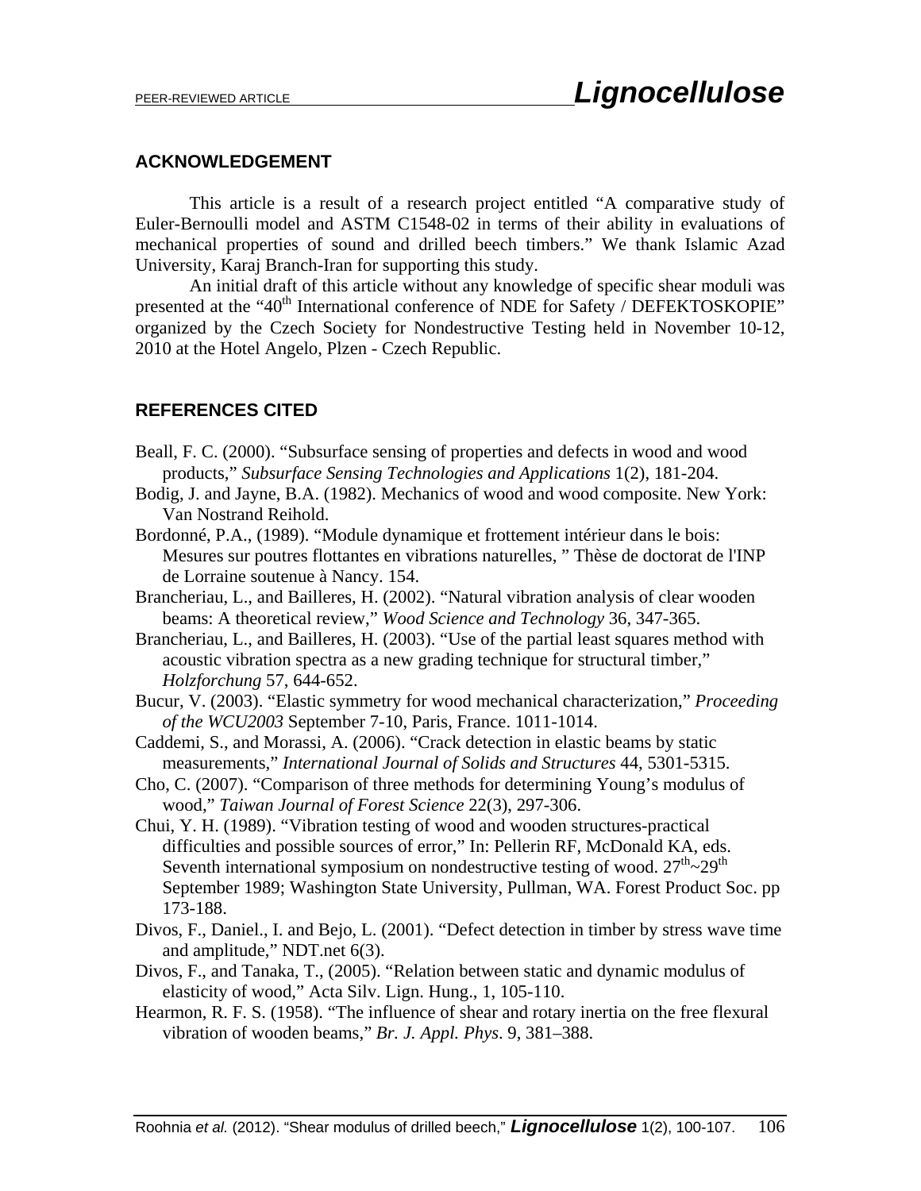## ACKNOWLEDGEMENT

This article is a result of a research project entitled "A comparative study of Euler-Bernoulli model and ASTM C1548-02 in terms of their ability in evaluations of mechanical properties of sound and drilled beech timbers." We thank Islamic Azad University, Karaj Branch-Iran for supporting this study.

An initial draft of this article without any knowledge of specific shear moduli was presented at the "40th International conference of NDE for Safety / DEFEKTOSKOPIE" organized by the Czech Society for Nondestructive Testing held in November 10-12, 2010 at the Hotel Angelo, Plzen - Czech Republic.

## REFERENCES CITED

Beall, F. C. (2000). "Subsurface sensing of properties and defects in wood and wood products," *Subsurface Sensing Technologies and Applications* 1(2), 181-204.

Bodig, J. and Jayne, B.A. (1982). Mechanics of wood and wood composite. New York: Van Nostrand Reihold.

Bordonné, P.A., (1989). "Module dynamique et frottement intérieur dans le bois: Mesures sur poutres flottantes en vibrations naturelles, " Thèse de doctorat de l'INP de Lorraine soutenue à Nancy. 154.

Brancheriau, L., and Bailleres, H. (2002). "Natural vibration analysis of clear wooden beams: A theoretical review," *Wood Science and Technology* 36, 347-365.

Brancheriau, L., and Bailleres, H. (2003). "Use of the partial least squares method with acoustic vibration spectra as a new grading technique for structural timber," *Holzforchung* 57, 644-652.

Bucur, V. (2003). "Elastic symmetry for wood mechanical characterization," *Proceeding of the WCU2003* September 7-10, Paris, France. 1011-1014.

Caddemi, S., and Morassi, A. (2006). "Crack detection in elastic beams by static measurements," *International Journal of Solids and Structures* 44, 5301-5315.

Cho, C. (2007). "Comparison of three methods for determining Young's modulus of wood," *Taiwan Journal of Forest Science* 22(3), 297-306.

Chui, Y. H. (1989). "Vibration testing of wood and wooden structures-practical difficulties and possible sources of error," In: Pellerin RF, McDonald KA, eds. Seventh international symposium on nondestructive testing of wood. 27th~29th September 1989; Washington State University, Pullman, WA. Forest Product Soc. pp 173-188.

Divos, F., Daniel., I. and Bejo, L. (2001). "Defect detection in timber by stress wave time and amplitude," NDT.net 6(3).

Divos, F., and Tanaka, T., (2005). "Relation between static and dynamic modulus of elasticity of wood," Acta Silv. Lign. Hung., 1, 105-110.

Hearmon, R. F. S. (1958). "The influence of shear and rotary inertia on the free flexural vibration of wooden beams," *Br. J. Appl. Phys*. 9, 381–388.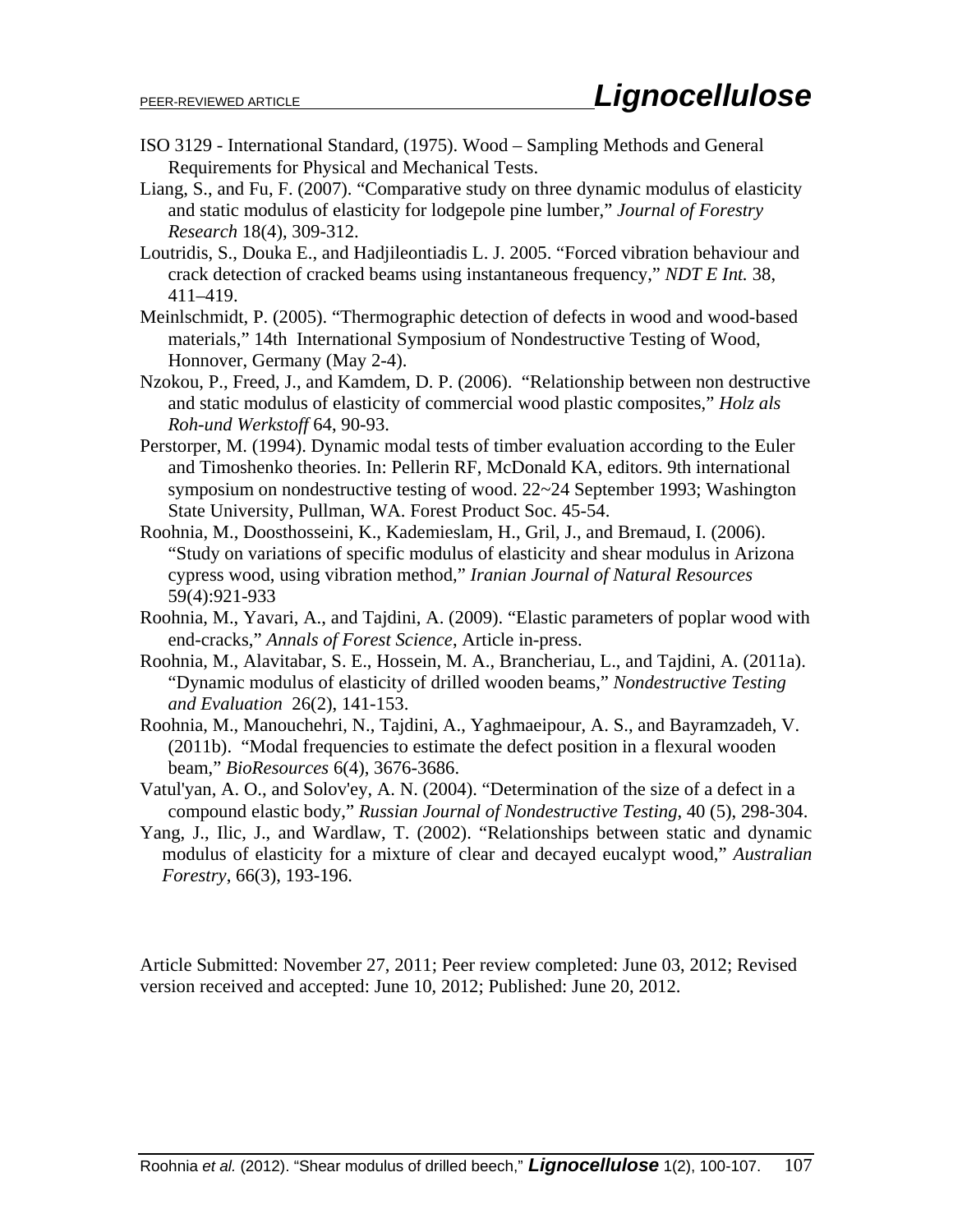ISO 3129 - International Standard, (1975). Wood – Sampling Methods and General Requirements for Physical and Mechanical Tests.

Liang, S., and Fu, F. (2007). "Comparative study on three dynamic modulus of elasticity and static modulus of elasticity for lodgepole pine lumber," *Journal of Forestry Research* 18(4), 309-312.

Loutridis, S., Douka E., and Hadjileontiadis L. J. 2005. "Forced vibration behaviour and crack detection of cracked beams using instantaneous frequency," *NDT E Int.* 38, 411–419.

Meinlschmidt, P. (2005). "Thermographic detection of defects in wood and wood-based materials," 14th International Symposium of Nondestructive Testing of Wood, Honnover, Germany (May 2-4).

Nzokou, P., Freed, J., and Kamdem, D. P. (2006). "Relationship between non destructive and static modulus of elasticity of commercial wood plastic composites," *Holz als Roh-und Werkstoff* 64, 90-93.

Perstorper, M. (1994). Dynamic modal tests of timber evaluation according to the Euler and Timoshenko theories. In: Pellerin RF, McDonald KA, editors. 9th international symposium on nondestructive testing of wood. 22~24 September 1993; Washington State University, Pullman, WA. Forest Product Soc. 45-54.

Roohnia, M., Doosthosseini, K., Kademieslam, H., Gril, J., and Bremaud, I. (2006). "Study on variations of specific modulus of elasticity and shear modulus in Arizona cypress wood, using vibration method," *Iranian Journal of Natural Resources* 59(4):921-933

Roohnia, M., Yavari, A., and Tajdini, A. (2009). "Elastic parameters of poplar wood with end-cracks," *Annals of Forest Science*, Article in-press.

Roohnia, M., Alavitabar, S. E., Hossein, M. A., Brancheriau, L., and Tajdini, A. (2011a). "Dynamic modulus of elasticity of drilled wooden beams," *Nondestructive Testing and Evaluation* 26(2), 141-153.

Roohnia, M., Manouchehri, N., Tajdini, A., Yaghmaeipour, A. S., and Bayramzadeh, V. (2011b). "Modal frequencies to estimate the defect position in a flexural wooden beam," *BioResources* 6(4), 3676-3686.

Vatul'yan, A. O., and Solov'ey, A. N. (2004). "Determination of the size of a defect in a compound elastic body," *Russian Journal of Nondestructive Testing*, 40 (5), 298-304.

Yang, J., Ilic, J., and Wardlaw, T. (2002). "Relationships between static and dynamic modulus of elasticity for a mixture of clear and decayed eucalypt wood," *Australian Forestry*, 66(3), 193-196.

Article Submitted: November 27, 2011; Peer review completed: June 03, 2012; Revised version received and accepted: June 10, 2012; Published: June 20, 2012.